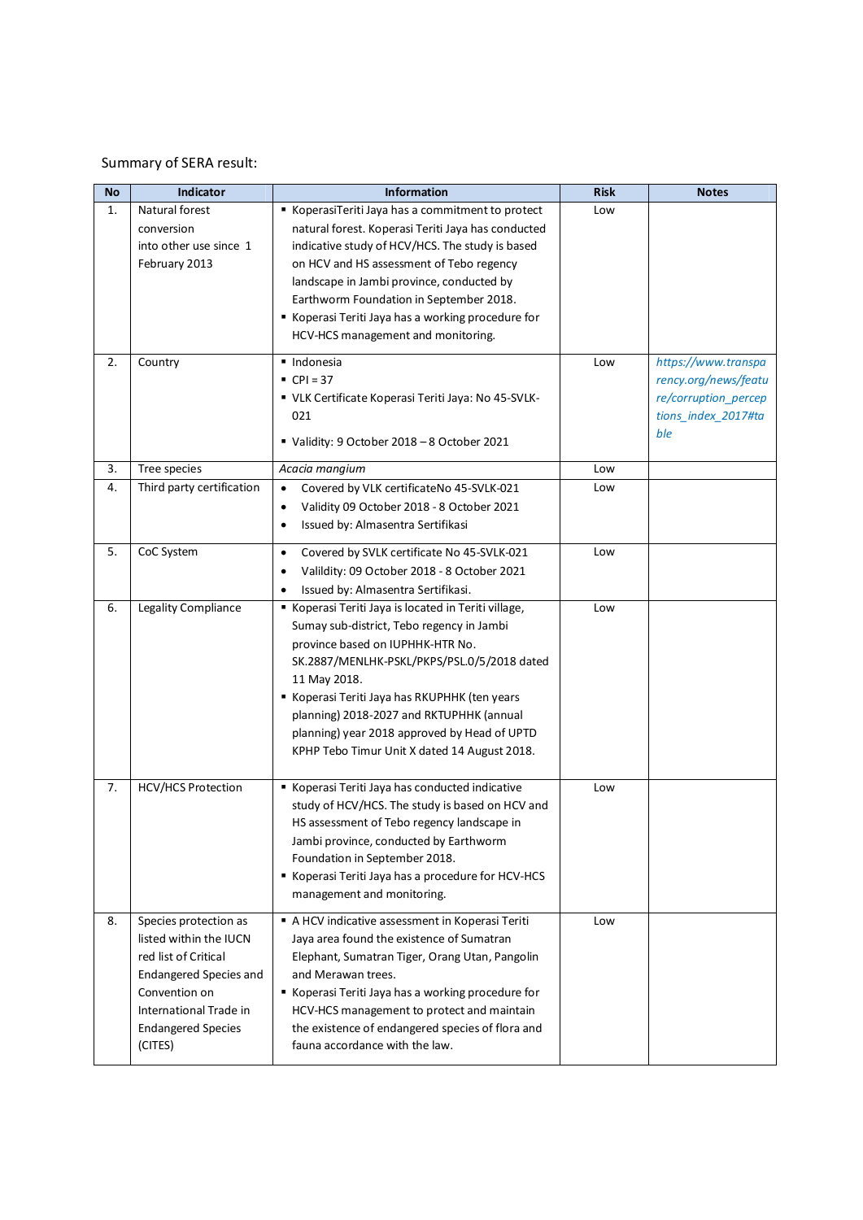Summary of SERA result:

| No | Indicator | Information | Risk | Notes |
|---|---|---|---|---|
| 1. | Natural forest conversion into other use since 1 February 2013 | ▪ KoperasiTeriti Jaya has a commitment to protect natural forest. Koperasi Teriti Jaya has conducted indicative study of HCV/HCS. The study is based on HCV and HS assessment of Tebo regency landscape in Jambi province, conducted by Earthworm Foundation in September 2018.<br>▪ Koperasi Teriti Jaya has a working procedure for HCV-HCS management and monitoring. | Low | |
| 2. | Country | ▪ Indonesia<br>▪ CPI = 37<br>▪ VLK Certificate Koperasi Teriti Jaya: No 45-SVLK-021<br>▪ Validity: 9 October 2018 – 8 October 2021 | Low | *https://www.transparency.org/news/feature/corruption_perceptions_index_2017#table* |
| 3. | Tree species | *Acacia mangium* | Low | |
| 4. | Third party certification | • Covered by VLK certificateNo 45-SVLK-021<br>• Validity 09 October 2018 - 8 October 2021<br>• Issued by: Almasentra Sertifikasi | Low | |
| 5. | CoC System | • Covered by SVLK certificate No 45-SVLK-021<br>• Valildity: 09 October 2018 - 8 October 2021<br>• Issued by: Almasentra Sertifikasi. | Low | |
| 6. | Legality Compliance | ▪ Koperasi Teriti Jaya is located in Teriti village, Sumay sub-district, Tebo regency in Jambi province based on IUPHHK-HTR No. SK.2887/MENLHK-PSKL/PKPS/PSL.0/5/2018 dated 11 May 2018.<br>▪ Koperasi Teriti Jaya has RKUPHHK (ten years planning) 2018-2027 and RKTUPHHK (annual planning) year 2018 approved by Head of UPTD KPHP Tebo Timur Unit X dated 14 August 2018. | Low | |
| 7. | HCV/HCS Protection | ▪ Koperasi Teriti Jaya has conducted indicative study of HCV/HCS. The study is based on HCV and HS assessment of Tebo regency landscape in Jambi province, conducted by Earthworm Foundation in September 2018.<br>▪ Koperasi Teriti Jaya has a procedure for HCV-HCS management and monitoring. | Low | |
| 8. | Species protection as listed within the IUCN red list of Critical Endangered Species and Convention on International Trade in Endangered Species (CITES) | ▪ A HCV indicative assessment in Koperasi Teriti Jaya area found the existence of Sumatran Elephant, Sumatran Tiger, Orang Utan, Pangolin and Merawan trees.<br>▪ Koperasi Teriti Jaya has a working procedure for HCV-HCS management to protect and maintain the existence of endangered species of flora and fauna accordance with the law. | Low | |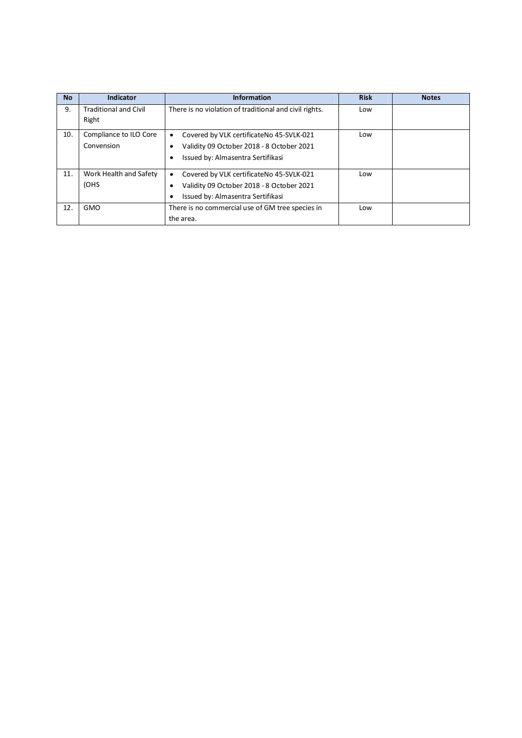| No | Indicator | Information | Risk | Notes |
|---|---|---|---|---|
| 9. | Traditional and Civil Right | There is no violation of traditional and civil rights. | Low | |
| 10. | Compliance to ILO Core Convension | • Covered by VLK certificateNo 45-SVLK-021<br>• Validity 09 October 2018 - 8 October 2021<br>• Issued by: Almasentra Sertifikasi | Low | |
| 11. | Work Health and Safety (OHS | • Covered by VLK certificateNo 45-SVLK-021<br>• Validity 09 October 2018 - 8 October 2021<br>• Issued by: Almasentra Sertifikasi | Low | |
| 12. | GMO | There is no commercial use of GM tree species in the area. | Low | |